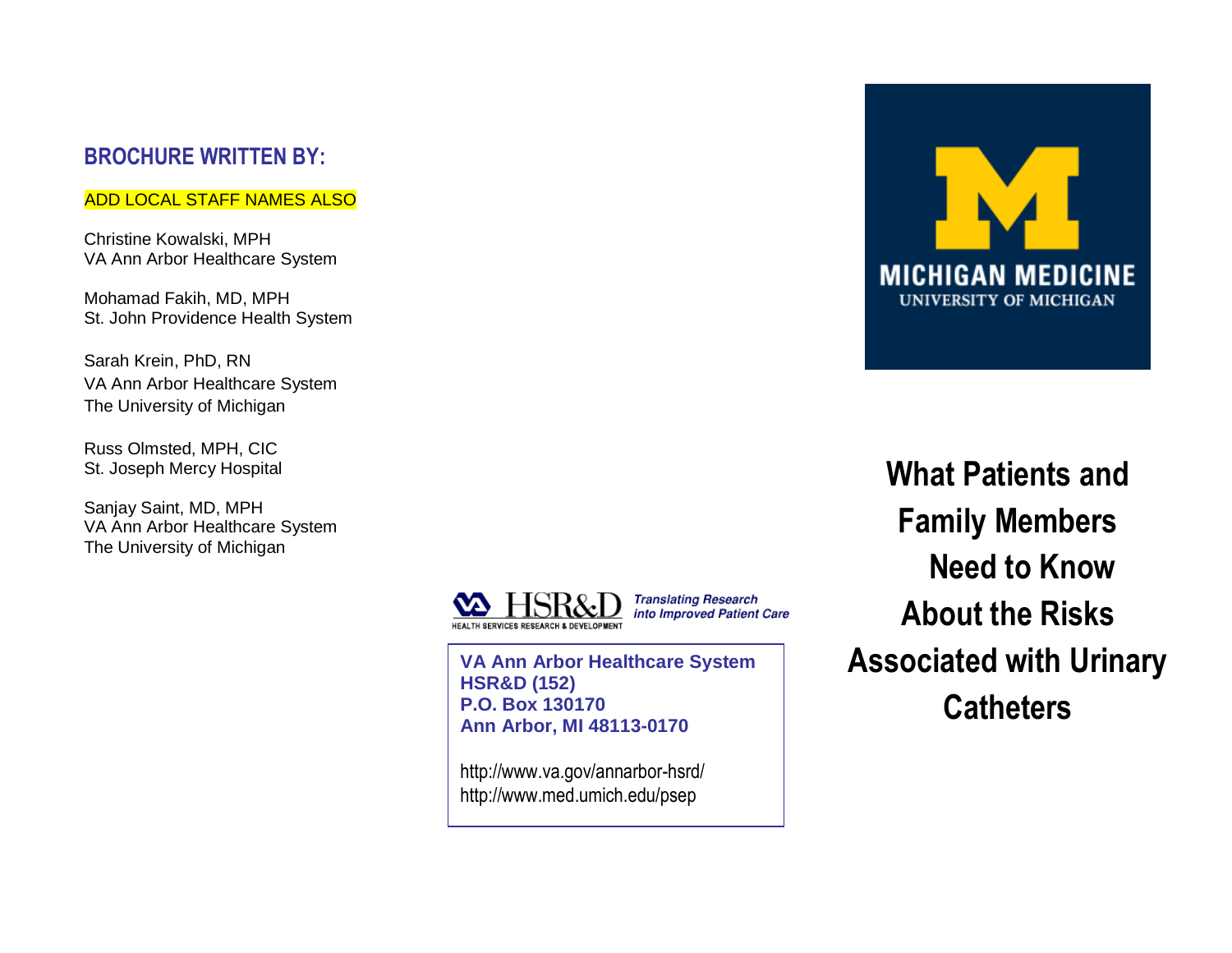## BROCHURE WRITTEN BY:

ADD LOCAL STAFF NAMES ALSO

Christine Kowalski, MPH
VA Ann Arbor Healthcare System

Mohamad Fakih, MD, MPH
St. John Providence Health System

Sarah Krein, PhD, RN
VA Ann Arbor Healthcare System
The University of Michigan

Russ Olmsted, MPH, CIC
St. Joseph Mercy Hospital

Sanjay Saint, MD, MPH
VA Ann Arbor Healthcare System
The University of Michigan

HSR&D HEALTH SERVICES RESEARCH & DEVELOPMENT *Translating Research into Improved Patient Care*

**VA Ann Arbor Healthcare System**
**HSR&D (152)**
**P.O. Box 130170**
**Ann Arbor, MI 48113-0170**

http://www.va.gov/annarbor-hsrd/
http://www.med.umich.edu/psep

MICHIGAN MEDICINE
UNIVERSITY OF MICHIGAN

# What Patients and Family Members Need to Know About the Risks Associated with Urinary Catheters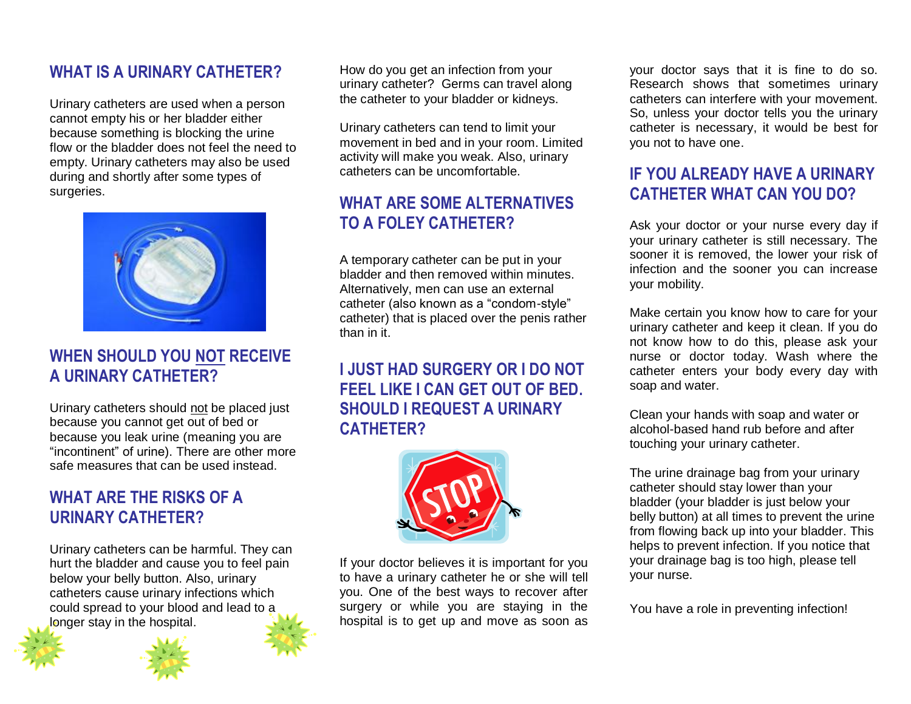## WHAT IS A URINARY CATHETER?

Urinary catheters are used when a person cannot empty his or her bladder either because something is blocking the urine flow or the bladder does not feel the need to empty. Urinary catheters may also be used during and shortly after some types of surgeries.

## WHEN SHOULD YOU NOT RECEIVE A URINARY CATHETER?

Urinary catheters should not be placed just because you cannot get out of bed or because you leak urine (meaning you are "incontinent" of urine). There are other more safe measures that can be used instead.

## WHAT ARE THE RISKS OF A URINARY CATHETER?

Urinary catheters can be harmful. They can hurt the bladder and cause you to feel pain below your belly button. Also, urinary catheters cause urinary infections which could spread to your blood and lead to a longer stay in the hospital.

How do you get an infection from your urinary catheter? Germs can travel along the catheter to your bladder or kidneys.

Urinary catheters can tend to limit your movement in bed and in your room. Limited activity will make you weak. Also, urinary catheters can be uncomfortable.

## WHAT ARE SOME ALTERNATIVES TO A FOLEY CATHETER?

A temporary catheter can be put in your bladder and then removed within minutes. Alternatively, men can use an external catheter (also known as a "condom-style" catheter) that is placed over the penis rather than in it.

## I JUST HAD SURGERY OR I DO NOT FEEL LIKE I CAN GET OUT OF BED. SHOULD I REQUEST A URINARY CATHETER?

If your doctor believes it is important for you to have a urinary catheter he or she will tell you. One of the best ways to recover after surgery or while you are staying in the hospital is to get up and move as soon as your doctor says that it is fine to do so. Research shows that sometimes urinary catheters can interfere with your movement. So, unless your doctor tells you the urinary catheter is necessary, it would be best for you not to have one.

## IF YOU ALREADY HAVE A URINARY CATHETER WHAT CAN YOU DO?

Ask your doctor or your nurse every day if your urinary catheter is still necessary. The sooner it is removed, the lower your risk of infection and the sooner you can increase your mobility.

Make certain you know how to care for your urinary catheter and keep it clean. If you do not know how to do this, please ask your nurse or doctor today. Wash where the catheter enters your body every day with soap and water.

Clean your hands with soap and water or alcohol-based hand rub before and after touching your urinary catheter.

The urine drainage bag from your urinary catheter should stay lower than your bladder (your bladder is just below your belly button) at all times to prevent the urine from flowing back up into your bladder. This helps to prevent infection. If you notice that your drainage bag is too high, please tell your nurse.

You have a role in preventing infection!